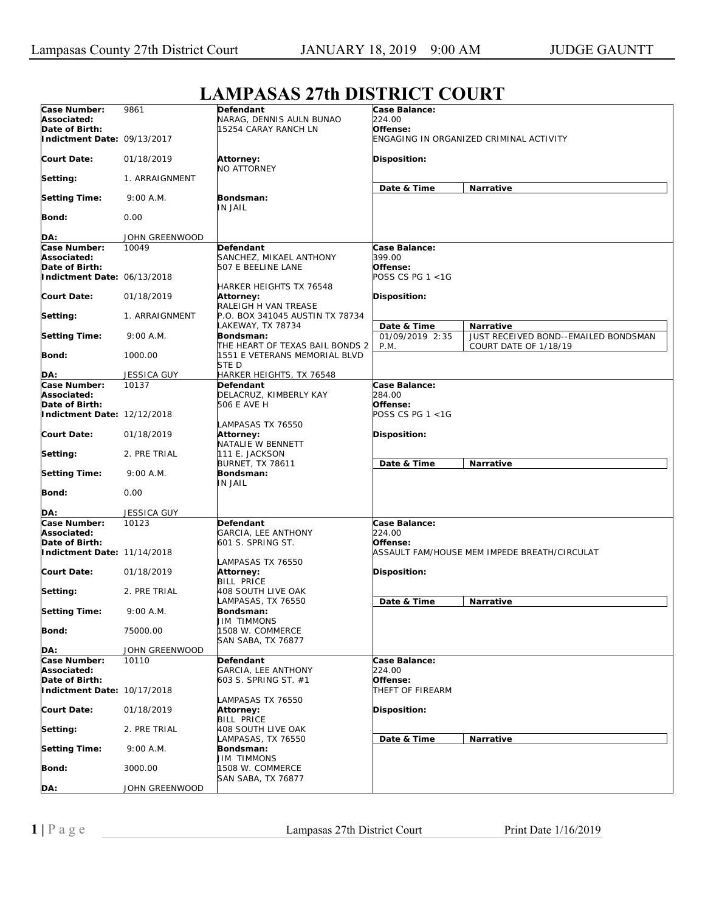# LAMPASAS 27th DISTRICT COURT

| | | | |
|---|---|---|---|
| **Case Number:** 9861<br>**Associated:**<br>**Date of Birth:**<br>**Indictment Date:** 09/13/2017<br>**Court Date:** 01/18/2019<br>**Setting:** 1. ARRAIGNMENT<br>**Setting Time:** 9:00 A.M.<br>**Bond:** 0.00<br>**DA:** JOHN GREENWOOD | **Defendant**<br>NARAG, DENNIS AULN BUNAO<br>15254 CARAY RANCH LN<br>**Attorney:**<br>NO ATTORNEY<br>**Bondsman:**<br>IN JAIL | **Case Balance:**<br>224.00<br>**Offense:**<br>ENGAGING IN ORGANIZED CRIMINAL ACTIVITY<br>**Disposition:** | **Date & Time** / **Narrative** |
| **Case Number:** 10049<br>**Associated:**<br>**Date of Birth:**<br>**Indictment Date:** 06/13/2018<br>**Court Date:** 01/18/2019<br>**Setting:** 1. ARRAIGNMENT<br>**Setting Time:** 9:00 A.M.<br>**Bond:** 1000.00<br>**DA:** JESSICA GUY | **Defendant**<br>SANCHEZ, MIKAEL ANTHONY<br>507 E BEELINE LANE<br>HARKER HEIGHTS TX 76548<br>**Attorney:**<br>RALEIGH H VAN TREASE<br>P.O. BOX 341045 AUSTIN TX 78734<br>LAKEWAY, TX 78734<br>**Bondsman:**<br>THE HEART OF TEXAS BAIL BONDS 2<br>1551 E VETERANS MEMORIAL BLVD<br>STE D<br>HARKER HEIGHTS, TX 76548 | **Case Balance:**<br>399.00<br>**Offense:**<br>POSS CS PG 1 <1G<br>**Disposition:** | **Date & Time** / **Narrative**<br>01/09/2019 2:35 P.M. — JUST RECEIVED BOND--EMAILED BONDSMAN COURT DATE OF 1/18/19 |
| **Case Number:** 10137<br>**Associated:**<br>**Date of Birth:**<br>**Indictment Date:** 12/12/2018<br>**Court Date:** 01/18/2019<br>**Setting:** 2. PRE TRIAL<br>**Setting Time:** 9:00 A.M.<br>**Bond:** 0.00<br>**DA:** JESSICA GUY | **Defendant**<br>DELACRUZ, KIMBERLY KAY<br>506 E AVE H<br>LAMPASAS TX 76550<br>**Attorney:**<br>NATALIE W BENNETT<br>111 E. JACKSON<br>BURNET, TX 78611<br>**Bondsman:**<br>IN JAIL | **Case Balance:**<br>284.00<br>**Offense:**<br>POSS CS PG 1 <1G<br>**Disposition:** | **Date & Time** / **Narrative** |
| **Case Number:** 10123<br>**Associated:**<br>**Date of Birth:**<br>**Indictment Date:** 11/14/2018<br>**Court Date:** 01/18/2019<br>**Setting:** 2. PRE TRIAL<br>**Setting Time:** 9:00 A.M.<br>**Bond:** 75000.00<br>**DA:** JOHN GREENWOOD | **Defendant**<br>GARCIA, LEE ANTHONY<br>601 S. SPRING ST.<br>LAMPASAS TX 76550<br>**Attorney:**<br>BILL PRICE<br>408 SOUTH LIVE OAK<br>LAMPASAS, TX 76550<br>**Bondsman:**<br>JIM TIMMONS<br>1508 W. COMMERCE<br>SAN SABA, TX 76877 | **Case Balance:**<br>224.00<br>**Offense:**<br>ASSAULT FAM/HOUSE MEM IMPEDE BREATH/CIRCULAT<br>**Disposition:** | **Date & Time** / **Narrative** |
| **Case Number:** 10110<br>**Associated:**<br>**Date of Birth:**<br>**Indictment Date:** 10/17/2018<br>**Court Date:** 01/18/2019<br>**Setting:** 2. PRE TRIAL<br>**Setting Time:** 9:00 A.M.<br>**Bond:** 3000.00<br>**DA:** JOHN GREENWOOD | **Defendant**<br>GARCIA, LEE ANTHONY<br>603 S. SPRING ST. #1<br>LAMPASAS TX 76550<br>**Attorney:**<br>BILL PRICE<br>408 SOUTH LIVE OAK<br>LAMPASAS, TX 76550<br>**Bondsman:**<br>JIM TIMMONS<br>1508 W. COMMERCE<br>SAN SABA, TX 76877 | **Case Balance:**<br>224.00<br>**Offense:**<br>THEFT OF FIREARM<br>**Disposition:** | **Date & Time** / **Narrative** |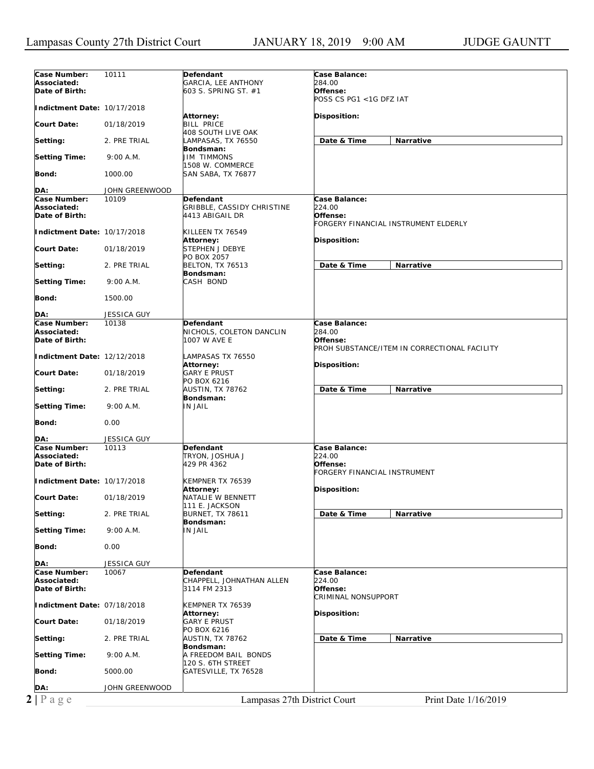| Case Number: | 10111 | Defendant | Case Balance: |
|---|---|---|---|
| Associated: | | GARCIA, LEE ANTHONY | 284.00 |
| Date of Birth: | | 603 S. SPRING ST. #1 | Offense: POSS CS PG1 <1G DFZ IAT |
| Indictment Date: | 10/17/2018 | Attorney: | Disposition: |
| Court Date: | 01/18/2019 | BILL PRICE 408 SOUTH LIVE OAK | |
| Setting: | 2. PRE TRIAL | LAMPASAS, TX 76550 | Date & Time / Narrative |
| Setting Time: | 9:00 A.M. | Bondsman: JIM TIMMONS 1508 W. COMMERCE | |
| Bond: | 1000.00 | SAN SABA, TX 76877 | |
| DA: | JOHN GREENWOOD | | |

| Case Number: | 10109 | Defendant | Case Balance: |
|---|---|---|---|
| Associated: | | GRIBBLE, CASSIDY CHRISTINE | 224.00 |
| Date of Birth: | | 4413 ABIGAIL DR | Offense: FORGERY FINANCIAL INSTRUMENT ELDERLY |
| Indictment Date: | 10/17/2018 | KILLEEN TX 76549 Attorney: | Disposition: |
| Court Date: | 01/18/2019 | STEPHEN J DEBYE PO BOX 2057 | |
| Setting: | 2. PRE TRIAL | BELTON, TX 76513 | Date & Time / Narrative |
| Setting Time: | 9:00 A.M. | Bondsman: CASH BOND | |
| Bond: | 1500.00 | | |
| DA: | JESSICA GUY | | |

| Case Number: | 10138 | Defendant | Case Balance: |
|---|---|---|---|
| Associated: | | NICHOLS, COLETON DANCLIN | 284.00 |
| Date of Birth: | | 1007 W AVE E | Offense: PROH SUBSTANCE/ITEM IN CORRECTIONAL FACILITY |
| Indictment Date: | 12/12/2018 | LAMPASAS TX 76550 Attorney: | Disposition: |
| Court Date: | 01/18/2019 | GARY E PRUST PO BOX 6216 | |
| Setting: | 2. PRE TRIAL | AUSTIN, TX 78762 | Date & Time / Narrative |
| Setting Time: | 9:00 A.M. | Bondsman: IN JAIL | |
| Bond: | 0.00 | | |
| DA: | JESSICA GUY | | |

| Case Number: | 10113 | Defendant | Case Balance: |
|---|---|---|---|
| Associated: | | TRYON, JOSHUA J | 224.00 |
| Date of Birth: | | 429 PR 4362 | Offense: FORGERY FINANCIAL INSTRUMENT |
| Indictment Date: | 10/17/2018 | KEMPNER TX 76539 Attorney: | Disposition: |
| Court Date: | 01/18/2019 | NATALIE W BENNETT 111 E. JACKSON | |
| Setting: | 2. PRE TRIAL | BURNET, TX 78611 | Date & Time / Narrative |
| Setting Time: | 9:00 A.M. | Bondsman: IN JAIL | |
| Bond: | 0.00 | | |
| DA: | JESSICA GUY | | |

| Case Number: | 10067 | Defendant | Case Balance: |
|---|---|---|---|
| Associated: | | CHAPPELL, JOHNATHAN ALLEN | 224.00 |
| Date of Birth: | | 3114 FM 2313 | Offense: CRIMINAL NONSUPPORT |
| Indictment Date: | 07/18/2018 | KEMPNER TX 76539 Attorney: | Disposition: |
| Court Date: | 01/18/2019 | GARY E PRUST PO BOX 6216 | |
| Setting: | 2. PRE TRIAL | AUSTIN, TX 78762 | Date & Time / Narrative |
| Setting Time: | 9:00 A.M. | Bondsman: A FREEDOM BAIL BONDS 120 S. 6TH STREET | |
| Bond: | 5000.00 | GATESVILLE, TX 76528 | |
| DA: | JOHN GREENWOOD | | |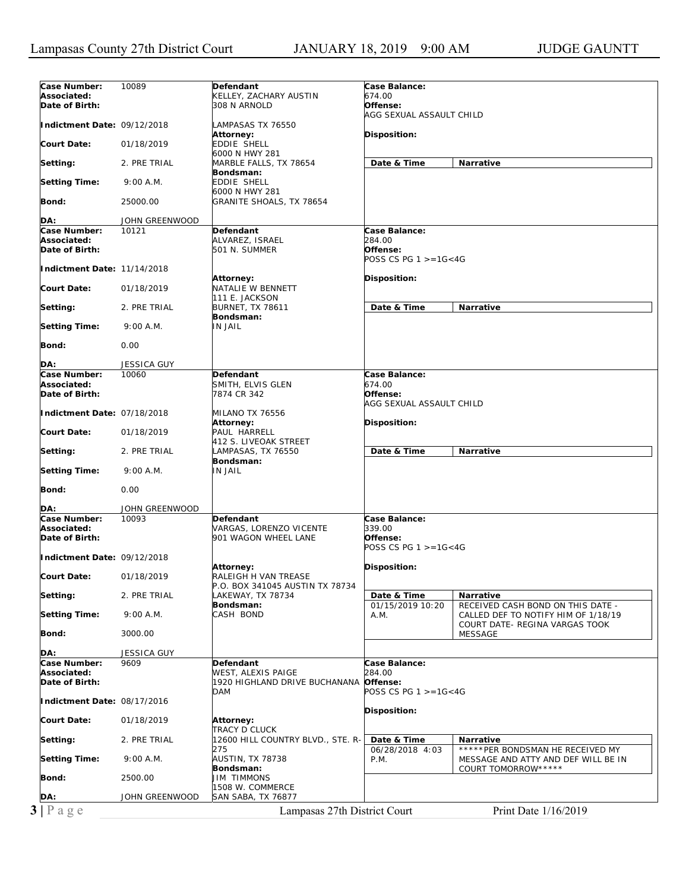Lampasas County 27th District Court — JANUARY 18, 2019 9:00 AM — JUDGE GAUNTT

| Case Number: | 10089 | Defendant | Case Balance: |
|---|---|---|---|
| Associated: | | KELLEY, ZACHARY AUSTIN | 674.00 |
| Date of Birth: | | 308 N ARNOLD | Offense: AGG SEXUAL ASSAULT CHILD |
| Indictment Date: | 09/12/2018 | LAMPASAS TX 76550 | |
| Court Date: | 01/18/2019 | Attorney: EDDIE SHELL, 6000 N HWY 281, MARBLE FALLS, TX 78654 | Disposition: |
| Setting: | 2. PRE TRIAL | Bondsman: EDDIE SHELL, 6000 N HWY 281, GRANITE SHOALS, TX 78654 | Date & Time / Narrative |
| Setting Time: | 9:00 A.M. | | |
| Bond: | 25000.00 | | |
| DA: | JOHN GREENWOOD | | |

| Case Number: | 10121 | Defendant | Case Balance: |
|---|---|---|---|
| Associated: | | ALVAREZ, ISRAEL | 284.00 |
| Date of Birth: | | 501 N. SUMMER | Offense: POSS CS PG 1 >=1G<4G |
| Indictment Date: | 11/14/2018 | | |
| Court Date: | 01/18/2019 | Attorney: NATALIE W BENNETT, 111 E. JACKSON, BURNET, TX 78611 | Disposition: |
| Setting: | 2. PRE TRIAL | Bondsman: IN JAIL | Date & Time / Narrative |
| Setting Time: | 9:00 A.M. | | |
| Bond: | 0.00 | | |
| DA: | JESSICA GUY | | |

| Case Number: | 10060 | Defendant | Case Balance: |
|---|---|---|---|
| Associated: | | SMITH, ELVIS GLEN | 674.00 |
| Date of Birth: | | 7874 CR 342 | Offense: AGG SEXUAL ASSAULT CHILD |
| Indictment Date: | 07/18/2018 | MILANO TX 76556 | |
| Court Date: | 01/18/2019 | Attorney: PAUL HARRELL, 412 S. LIVEOAK STREET, LAMPASAS, TX 76550 | Disposition: |
| Setting: | 2. PRE TRIAL | Bondsman: IN JAIL | Date & Time / Narrative |
| Setting Time: | 9:00 A.M. | | |
| Bond: | 0.00 | | |
| DA: | JOHN GREENWOOD | | |

| Case Number: | 10093 | Defendant | Case Balance: |
|---|---|---|---|
| Associated: | | VARGAS, LORENZO VICENTE | 339.00 |
| Date of Birth: | | 901 WAGON WHEEL LANE | Offense: POSS CS PG 1 >=1G<4G |
| Indictment Date: | 09/12/2018 | | |
| Court Date: | 01/18/2019 | Attorney: RALEIGH H VAN TREASE, P.O. BOX 341045 AUSTIN TX 78734, LAKEWAY, TX 78734 | Disposition: |
| Setting: | 2. PRE TRIAL | Bondsman: CASH BOND | Date & Time: 01/15/2019 10:20 A.M. — Narrative: RECEIVED CASH BOND ON THIS DATE - CALLED DEF TO NOTIFY HIM OF 1/18/19 COURT DATE- REGINA VARGAS TOOK MESSAGE |
| Setting Time: | 9:00 A.M. | | |
| Bond: | 3000.00 | | |
| DA: | JESSICA GUY | | |

| Case Number: | 9609 | Defendant | Case Balance: |
|---|---|---|---|
| Associated: | | WEST, ALEXIS PAIGE | 284.00 |
| Date of Birth: | | 1920 HIGHLAND DRIVE BUCHANANA DAM | Offense: POSS CS PG 1 >=1G<4G |
| Indictment Date: | 08/17/2016 | | |
| Court Date: | 01/18/2019 | Attorney: TRACY D CLUCK, 12600 HILL COUNTRY BLVD., STE. R-275, AUSTIN, TX 78738 | Disposition: |
| Setting: | 2. PRE TRIAL | Bondsman: JIM TIMMONS, 1508 W. COMMERCE, SAN SABA, TX 76877 | Date & Time: 06/28/2018 4:03 P.M. — Narrative: *****PER BONDSMAN HE RECEIVED MY MESSAGE AND ATTY AND DEF WILL BE IN COURT TOMORROW***** |
| Setting Time: | 9:00 A.M. | | |
| Bond: | 2500.00 | | |
| DA: | JOHN GREENWOOD | | |

Print Date 1/16/2019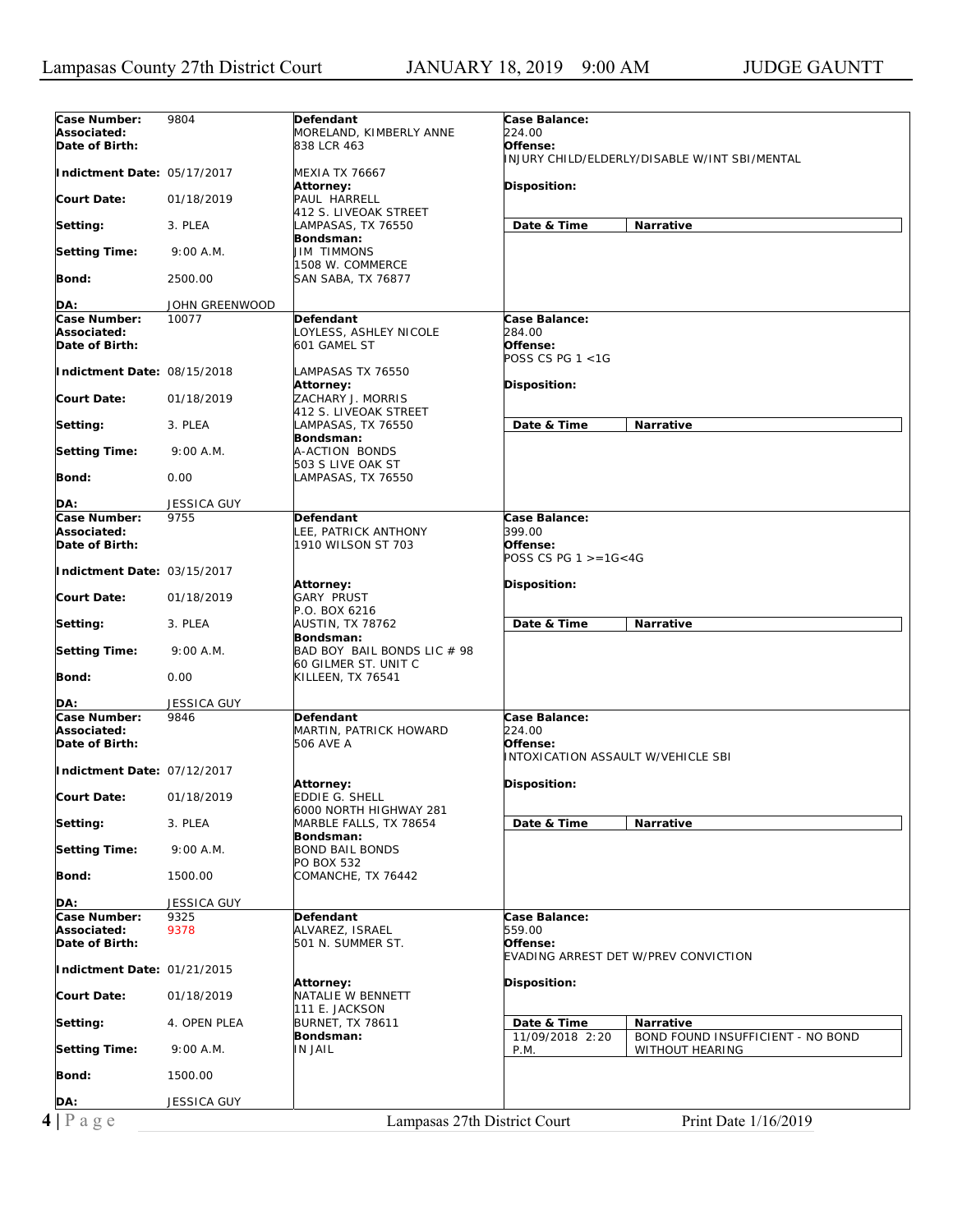| Case Number: | 9804 | Defendant | Case Balance: |
|---|---|---|---|
| Associated: | | MORELAND, KIMBERLY ANNE | 224.00 |
| Date of Birth: | | 838 LCR 463 | Offense: INJURY CHILD/ELDERLY/DISABLE W/INT SBI/MENTAL |
| Indictment Date: | 05/17/2017 | MEXIA TX 76667 | |
| Court Date: | 01/18/2019 | Attorney: PAUL HARRELL 412 S. LIVEOAK STREET | Disposition: |
| Setting: | 3. PLEA | LAMPASAS, TX 76550 | Date & Time / Narrative |
| Setting Time: | 9:00 A.M. | Bondsman: JIM TIMMONS 1508 W. COMMERCE | |
| Bond: | 2500.00 | SAN SABA, TX 76877 | |
| DA: | JOHN GREENWOOD | | |

| Case Number: | 10077 | Defendant | Case Balance: |
|---|---|---|---|
| Associated: | | LOYLESS, ASHLEY NICOLE | 284.00 |
| Date of Birth: | | 601 GAMEL ST | Offense: POSS CS PG 1 <1G |
| Indictment Date: | 08/15/2018 | LAMPASAS TX 76550 | |
| Court Date: | 01/18/2019 | Attorney: ZACHARY J. MORRIS 412 S. LIVEOAK STREET | Disposition: |
| Setting: | 3. PLEA | LAMPASAS, TX 76550 | Date & Time / Narrative |
| Setting Time: | 9:00 A.M. | Bondsman: A-ACTION BONDS 503 S LIVE OAK ST | |
| Bond: | 0.00 | LAMPASAS, TX 76550 | |
| DA: | JESSICA GUY | | |

| Case Number: | 9755 | Defendant | Case Balance: |
|---|---|---|---|
| Associated: | | LEE, PATRICK ANTHONY | 399.00 |
| Date of Birth: | | 1910 WILSON ST 703 | Offense: POSS CS PG 1 >=1G<4G |
| Indictment Date: | 03/15/2017 | | |
| Court Date: | 01/18/2019 | Attorney: GARY PRUST P.O. BOX 6216 | Disposition: |
| Setting: | 3. PLEA | AUSTIN, TX 78762 | Date & Time / Narrative |
| Setting Time: | 9:00 A.M. | Bondsman: BAD BOY BAIL BONDS LIC # 98 60 GILMER ST. UNIT C | |
| Bond: | 0.00 | KILLEEN, TX 76541 | |
| DA: | JESSICA GUY | | |

| Case Number: | 9846 | Defendant | Case Balance: |
|---|---|---|---|
| Associated: | | MARTIN, PATRICK HOWARD | 224.00 |
| Date of Birth: | | 506 AVE A | Offense: INTOXICATION ASSAULT W/VEHICLE SBI |
| Indictment Date: | 07/12/2017 | | |
| Court Date: | 01/18/2019 | Attorney: EDDIE G. SHELL 6000 NORTH HIGHWAY 281 | Disposition: |
| Setting: | 3. PLEA | MARBLE FALLS, TX 78654 | Date & Time / Narrative |
| Setting Time: | 9:00 A.M. | Bondsman: BOND BAIL BONDS PO BOX 532 | |
| Bond: | 1500.00 | COMANCHE, TX 76442 | |
| DA: | JESSICA GUY | | |

| Case Number: | 9325 | Defendant | Case Balance: |
|---|---|---|---|
| Associated: | 9378 | ALVAREZ, ISRAEL | 559.00 |
| Date of Birth: | | 501 N. SUMMER ST. | Offense: EVADING ARREST DET W/PREV CONVICTION |
| Indictment Date: | 01/21/2015 | | |
| Court Date: | 01/18/2019 | Attorney: NATALIE W BENNETT 111 E. JACKSON | Disposition: |
| Setting: | 4. OPEN PLEA | BURNET, TX 78611 | Date & Time / Narrative |
| Setting Time: | 9:00 A.M. | Bondsman: IN JAIL | 11/09/2018 2:20 P.M. — BOND FOUND INSUFFICIENT - NO BOND WITHOUT HEARING |
| Bond: | 1500.00 | | |
| DA: | JESSICA GUY | | |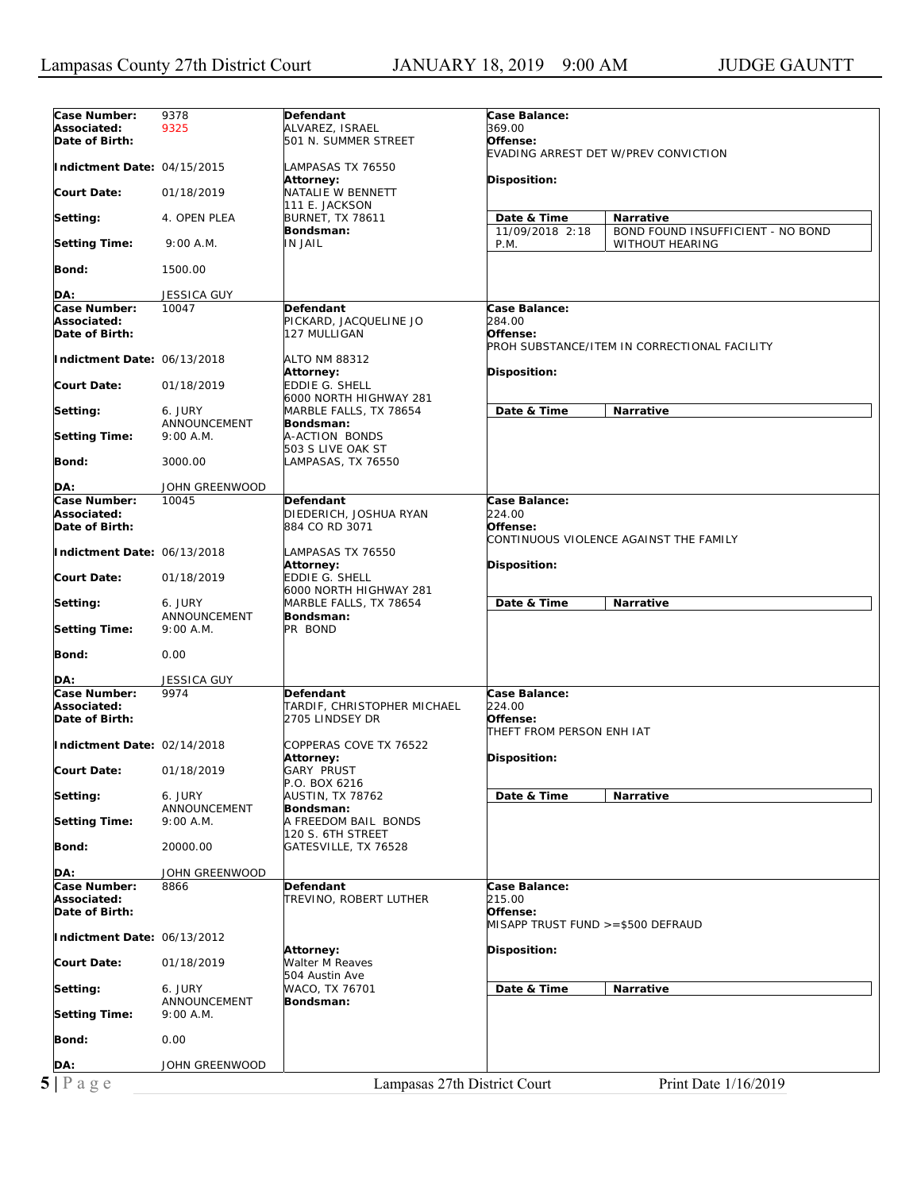| Case Number: | 9378 | Defendant | Case Balance: |
|---|---|---|---|
| Associated: | 9325 | ALVAREZ, ISRAEL | 369.00 |
| Date of Birth: | | 501 N. SUMMER STREET | Offense: EVADING ARREST DET W/PREV CONVICTION |
| Indictment Date: | 04/15/2015 | LAMPASAS TX 76550 | |
| Court Date: | 01/18/2019 | Attorney: NATALIE W BENNETT, 111 E. JACKSON, BURNET, TX 78611 | Disposition: |
| Setting: | 4. OPEN PLEA | Bondsman: IN JAIL | Date & Time: 11/09/2018 2:18 P.M. — Narrative: BOND FOUND INSUFFICIENT - NO BOND WITHOUT HEARING |
| Setting Time: | 9:00 A.M. | | |
| Bond: | 1500.00 | | |
| DA: | JESSICA GUY | | |

| Case Number: | 10047 | Defendant | Case Balance: |
|---|---|---|---|
| Associated: | | PICKARD, JACQUELINE JO | 284.00 |
| Date of Birth: | | 127 MULLIGAN | Offense: PROH SUBSTANCE/ITEM IN CORRECTIONAL FACILITY |
| Indictment Date: | 06/13/2018 | ALTO NM 88312 | |
| Court Date: | 01/18/2019 | Attorney: EDDIE G. SHELL, 6000 NORTH HIGHWAY 281, MARBLE FALLS, TX 78654 | Disposition: |
| Setting: | 6. JURY ANNOUNCEMENT | Bondsman: A-ACTION BONDS, 503 S LIVE OAK ST, LAMPASAS, TX 76550 | Date & Time / Narrative |
| Setting Time: | 9:00 A.M. | | |
| Bond: | 3000.00 | | |
| DA: | JOHN GREENWOOD | | |

| Case Number: | 10045 | Defendant | Case Balance: |
|---|---|---|---|
| Associated: | | DIEDERICH, JOSHUA RYAN | 224.00 |
| Date of Birth: | | 884 CO RD 3071 | Offense: CONTINUOUS VIOLENCE AGAINST THE FAMILY |
| Indictment Date: | 06/13/2018 | LAMPASAS TX 76550 | |
| Court Date: | 01/18/2019 | Attorney: EDDIE G. SHELL, 6000 NORTH HIGHWAY 281, MARBLE FALLS, TX 78654 | Disposition: |
| Setting: | 6. JURY ANNOUNCEMENT | Bondsman: PR BOND | Date & Time / Narrative |
| Setting Time: | 9:00 A.M. | | |
| Bond: | 0.00 | | |
| DA: | JESSICA GUY | | |

| Case Number: | 9974 | Defendant | Case Balance: |
|---|---|---|---|
| Associated: | | TARDIF, CHRISTOPHER MICHAEL | 224.00 |
| Date of Birth: | | 2705 LINDSEY DR | Offense: THEFT FROM PERSON ENH IAT |
| Indictment Date: | 02/14/2018 | COPPERAS COVE TX 76522 | |
| Court Date: | 01/18/2019 | Attorney: GARY PRUST, P.O. BOX 6216, AUSTIN, TX 78762 | Disposition: |
| Setting: | 6. JURY ANNOUNCEMENT | Bondsman: A FREEDOM BAIL BONDS, 120 S. 6TH STREET, GATESVILLE, TX 76528 | Date & Time / Narrative |
| Setting Time: | 9:00 A.M. | | |
| Bond: | 20000.00 | | |
| DA: | JOHN GREENWOOD | | |

| Case Number: | 8866 | Defendant | Case Balance: |
|---|---|---|---|
| Associated: | | TREVINO, ROBERT LUTHER | 215.00 |
| Date of Birth: | | | Offense: MISAPP TRUST FUND >=$500 DEFRAUD |
| Indictment Date: | 06/13/2012 | | |
| Court Date: | 01/18/2019 | Attorney: Walter M Reaves, 504 Austin Ave, WACO, TX 76701 | Disposition: |
| Setting: | 6. JURY ANNOUNCEMENT | Bondsman: | Date & Time / Narrative |
| Setting Time: | 9:00 A.M. | | |
| Bond: | 0.00 | | |
| DA: | JOHN GREENWOOD | | |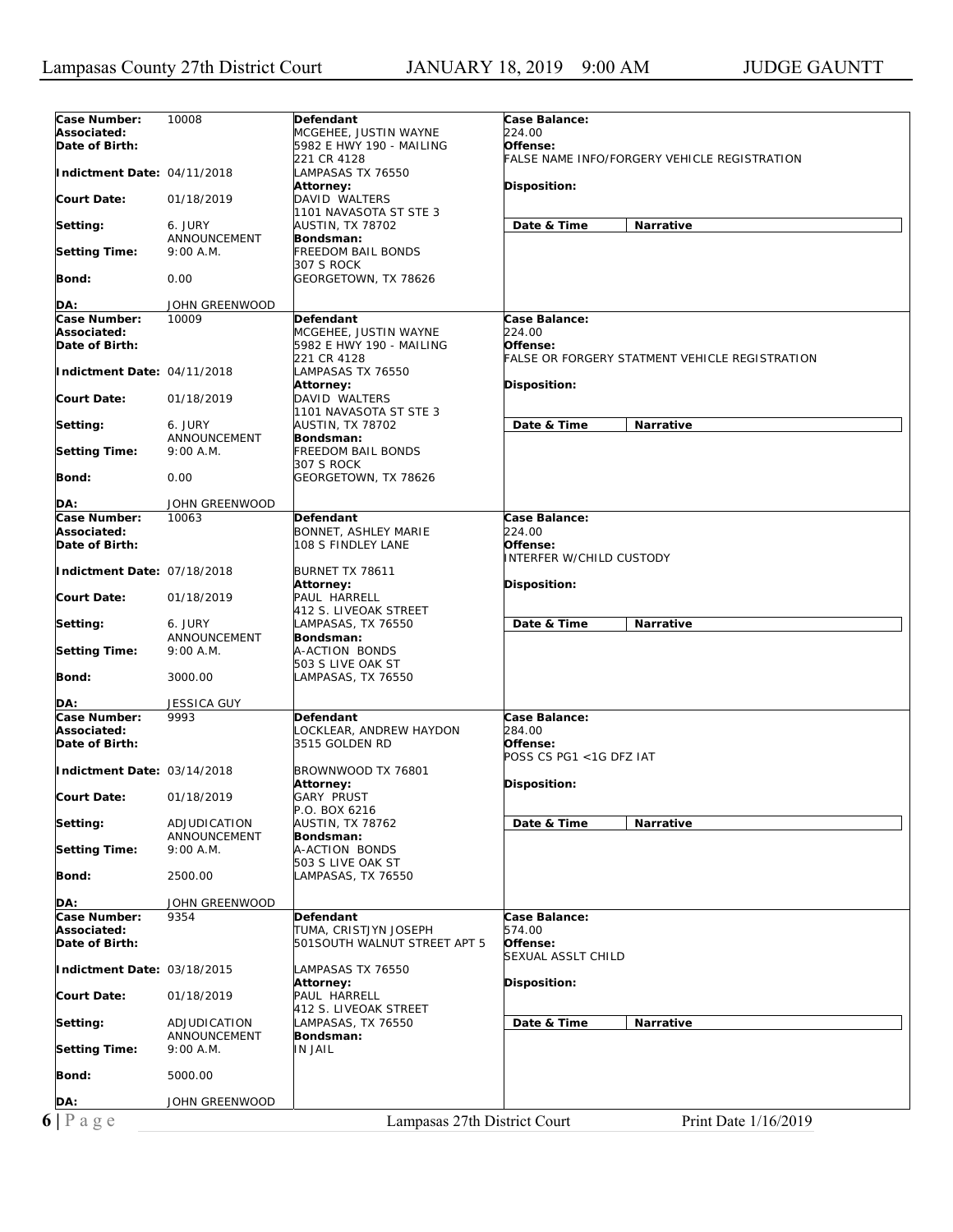| Case Number: | 10008 | Defendant | Case Balance: |
|---|---|---|---|
| Associated: | | MCGEHEE, JUSTIN WAYNE | 224.00 |
| Date of Birth: | | 5982 E HWY 190 - MAILING 221 CR 4128 | Offense: FALSE NAME INFO/FORGERY VEHICLE REGISTRATION |
| Indictment Date: | 04/11/2018 | LAMPASAS TX 76550 | |
| | | Attorney: | Disposition: |
| Court Date: | 01/18/2019 | DAVID WALTERS 1101 NAVASOTA ST STE 3 | |
| Setting: | 6. JURY ANNOUNCEMENT | AUSTIN, TX 78702 | Date & Time / Narrative |
| | | Bondsman: | |
| Setting Time: | 9:00 A.M. | FREEDOM BAIL BONDS 307 S ROCK | |
| Bond: | 0.00 | GEORGETOWN, TX 78626 | |
| DA: | JOHN GREENWOOD | | |

| Case Number: | 10009 | Defendant | Case Balance: |
|---|---|---|---|
| Associated: | | MCGEHEE, JUSTIN WAYNE | 224.00 |
| Date of Birth: | | 5982 E HWY 190 - MAILING 221 CR 4128 | Offense: FALSE OR FORGERY STATMENT VEHICLE REGISTRATION |
| Indictment Date: | 04/11/2018 | LAMPASAS TX 76550 | |
| | | Attorney: | Disposition: |
| Court Date: | 01/18/2019 | DAVID WALTERS 1101 NAVASOTA ST STE 3 | |
| Setting: | 6. JURY ANNOUNCEMENT | AUSTIN, TX 78702 | Date & Time / Narrative |
| | | Bondsman: | |
| Setting Time: | 9:00 A.M. | FREEDOM BAIL BONDS 307 S ROCK | |
| Bond: | 0.00 | GEORGETOWN, TX 78626 | |
| DA: | JOHN GREENWOOD | | |

| Case Number: | 10063 | Defendant | Case Balance: |
|---|---|---|---|
| Associated: | | BONNET, ASHLEY MARIE | 224.00 |
| Date of Birth: | | 108 S FINDLEY LANE | Offense: INTERFER W/CHILD CUSTODY |
| Indictment Date: | 07/18/2018 | BURNET TX 78611 | |
| | | Attorney: | Disposition: |
| Court Date: | 01/18/2019 | PAUL HARRELL 412 S. LIVEOAK STREET | |
| Setting: | 6. JURY ANNOUNCEMENT | LAMPASAS, TX 76550 | Date & Time / Narrative |
| | | Bondsman: | |
| Setting Time: | 9:00 A.M. | A-ACTION BONDS 503 S LIVE OAK ST | |
| Bond: | 3000.00 | LAMPASAS, TX 76550 | |
| DA: | JESSICA GUY | | |

| Case Number: | 9993 | Defendant | Case Balance: |
|---|---|---|---|
| Associated: | | LOCKLEAR, ANDREW HAYDON | 284.00 |
| Date of Birth: | | 3515 GOLDEN RD | Offense: POSS CS PG1 <1G DFZ IAT |
| Indictment Date: | 03/14/2018 | BROWNWOOD TX 76801 | |
| | | Attorney: | Disposition: |
| Court Date: | 01/18/2019 | GARY PRUST P.O. BOX 6216 | |
| Setting: | ADJUDICATION ANNOUNCEMENT | AUSTIN, TX 78762 | Date & Time / Narrative |
| | | Bondsman: | |
| Setting Time: | 9:00 A.M. | A-ACTION BONDS 503 S LIVE OAK ST | |
| Bond: | 2500.00 | LAMPASAS, TX 76550 | |
| DA: | JOHN GREENWOOD | | |

| Case Number: | 9354 | Defendant | Case Balance: |
|---|---|---|---|
| Associated: | | TUMA, CRISTJYN JOSEPH | 574.00 |
| Date of Birth: | | 501SOUTH WALNUT STREET APT 5 | Offense: SEXUAL ASSLT CHILD |
| Indictment Date: | 03/18/2015 | LAMPASAS TX 76550 | |
| | | Attorney: | Disposition: |
| Court Date: | 01/18/2019 | PAUL HARRELL 412 S. LIVEOAK STREET | |
| Setting: | ADJUDICATION ANNOUNCEMENT | LAMPASAS, TX 76550 | Date & Time / Narrative |
| | | Bondsman: | |
| Setting Time: | 9:00 A.M. | IN JAIL | |
| Bond: | 5000.00 | | |
| DA: | JOHN GREENWOOD | | |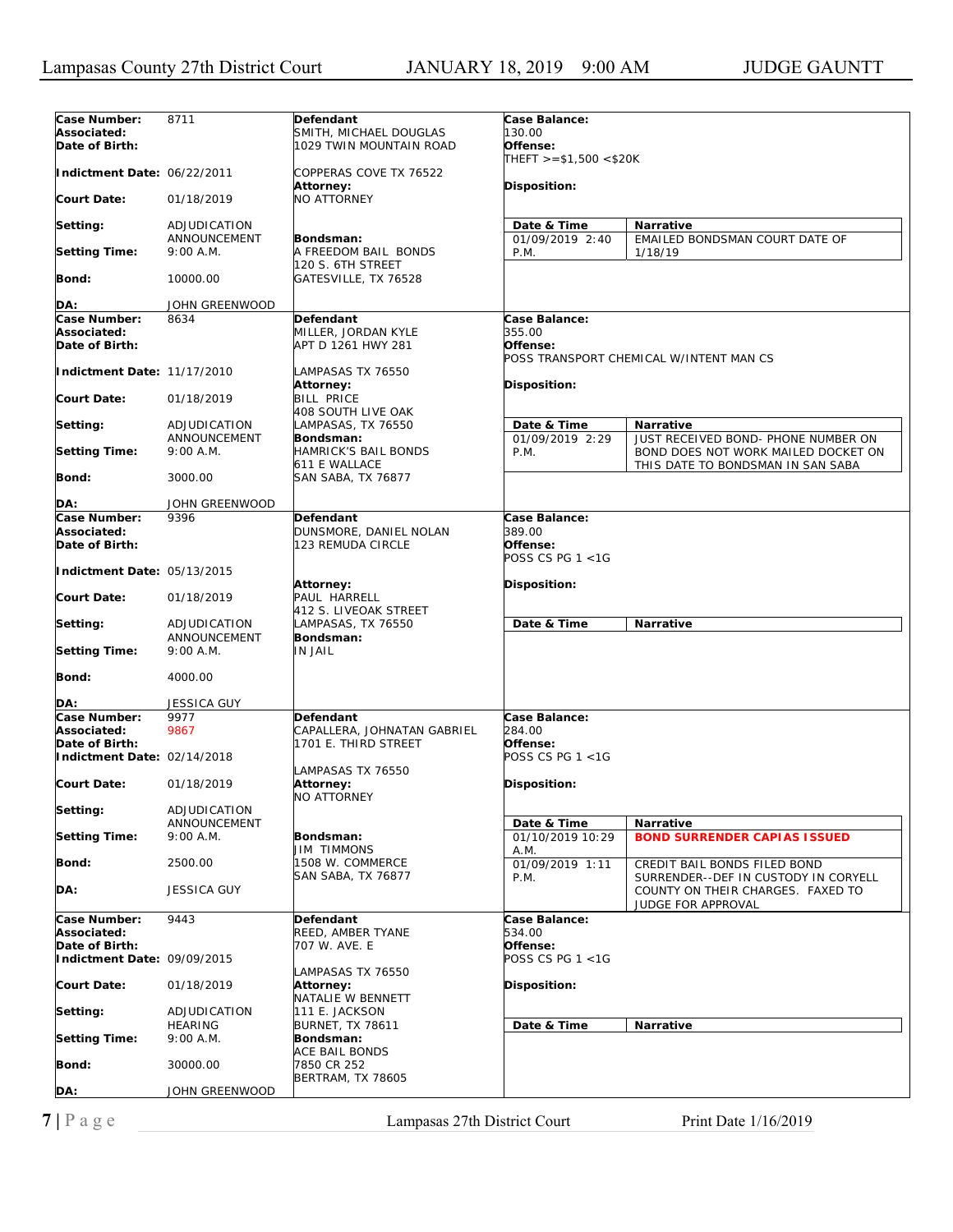| Case Number: | 8711 | Defendant | Case Balance: | |
|---|---|---|---|---|
| Associated: | | SMITH, MICHAEL DOUGLAS | 130.00 | |
| Date of Birth: | | 1029 TWIN MOUNTAIN ROAD | Offense: | |
| | | | THEFT >=$1,500 <$20K | |
| Indictment Date: | 06/22/2011 | COPPERAS COVE TX 76522 | | |
| | | Attorney: | Disposition: | |
| Court Date: | 01/18/2019 | NO ATTORNEY | | |
| Setting: | ADJUDICATION ANNOUNCEMENT | | Date & Time | Narrative |
| Setting Time: | 9:00 A.M. | Bondsman: A FREEDOM BAIL BONDS 120 S. 6TH STREET GATESVILLE, TX 76528 | 01/09/2019 2:40 P.M. | EMAILED BONDSMAN COURT DATE OF 1/18/19 |
| Bond: | 10000.00 | | | |
| DA: | JOHN GREENWOOD | | | |

| Case Number: | 8634 | Defendant | Case Balance: | |
|---|---|---|---|---|
| Associated: | | MILLER, JORDAN KYLE | 355.00 | |
| Date of Birth: | | APT D 1261 HWY 281 | Offense: | |
| | | | POSS TRANSPORT CHEMICAL W/INTENT MAN CS | |
| Indictment Date: | 11/17/2010 | LAMPASAS TX 76550 | | |
| | | Attorney: | Disposition: | |
| Court Date: | 01/18/2019 | BILL PRICE 408 SOUTH LIVE OAK LAMPASAS, TX 76550 | | |
| Setting: | ADJUDICATION ANNOUNCEMENT | | Date & Time | Narrative |
| Setting Time: | 9:00 A.M. | Bondsman: HAMRICK'S BAIL BONDS 611 E WALLACE SAN SABA, TX 76877 | 01/09/2019 2:29 P.M. | JUST RECEIVED BOND- PHONE NUMBER ON BOND DOES NOT WORK MAILED DOCKET ON THIS DATE TO BONDSMAN IN SAN SABA |
| Bond: | 3000.00 | | | |
| DA: | JOHN GREENWOOD | | | |

| Case Number: | 9396 | Defendant | Case Balance: | |
|---|---|---|---|---|
| Associated: | | DUNSMORE, DANIEL NOLAN | 389.00 | |
| Date of Birth: | | 123 REMUDA CIRCLE | Offense: | |
| | | | POSS CS PG 1 <1G | |
| Indictment Date: | 05/13/2015 | | | |
| | | Attorney: | Disposition: | |
| Court Date: | 01/18/2019 | PAUL HARRELL 412 S. LIVEOAK STREET LAMPASAS, TX 76550 | | |
| Setting: | ADJUDICATION ANNOUNCEMENT | | Date & Time | Narrative |
| Setting Time: | 9:00 A.M. | Bondsman: IN JAIL | | |
| Bond: | 4000.00 | | | |
| DA: | JESSICA GUY | | | |

| Case Number: | 9977 | Defendant | Case Balance: | |
|---|---|---|---|---|
| Associated: | 9867 | CAPALLERA, JOHNATAN GABRIEL | 284.00 | |
| Date of Birth: | | 1701 E. THIRD STREET | Offense: | |
| Indictment Date: | 02/14/2018 | | POSS CS PG 1 <1G | |
| | | LAMPASAS TX 76550 | | |
| | | Attorney: | Disposition: | |
| Court Date: | 01/18/2019 | NO ATTORNEY | | |
| Setting: | ADJUDICATION ANNOUNCEMENT | | Date & Time | Narrative |
| Setting Time: | 9:00 A.M. | Bondsman: JIM TIMMONS 1508 W. COMMERCE SAN SABA, TX 76877 | 01/10/2019 10:29 A.M. | **BOND SURRENDER CAPIAS ISSUED** |
| Bond: | 2500.00 | | 01/09/2019 1:11 P.M. | CREDIT BAIL BONDS FILED BOND SURRENDER--DEF IN CUSTODY IN CORYELL COUNTY ON THEIR CHARGES. FAXED TO JUDGE FOR APPROVAL |
| DA: | JESSICA GUY | | | |

| Case Number: | 9443 | Defendant | Case Balance: | |
|---|---|---|---|---|
| Associated: | | REED, AMBER TYANE | 534.00 | |
| Date of Birth: | | 707 W. AVE. E | Offense: | |
| Indictment Date: | 09/09/2015 | | POSS CS PG 1 <1G | |
| | | LAMPASAS TX 76550 | | |
| | | Attorney: | Disposition: | |
| Court Date: | 01/18/2019 | NATALIE W BENNETT 111 E. JACKSON BURNET, TX 78611 | | |
| Setting: | ADJUDICATION HEARING | | Date & Time | Narrative |
| Setting Time: | 9:00 A.M. | Bondsman: ACE BAIL BONDS 7850 CR 252 BERTRAM, TX 78605 | | |
| Bond: | 30000.00 | | | |
| DA: | JOHN GREENWOOD | | | |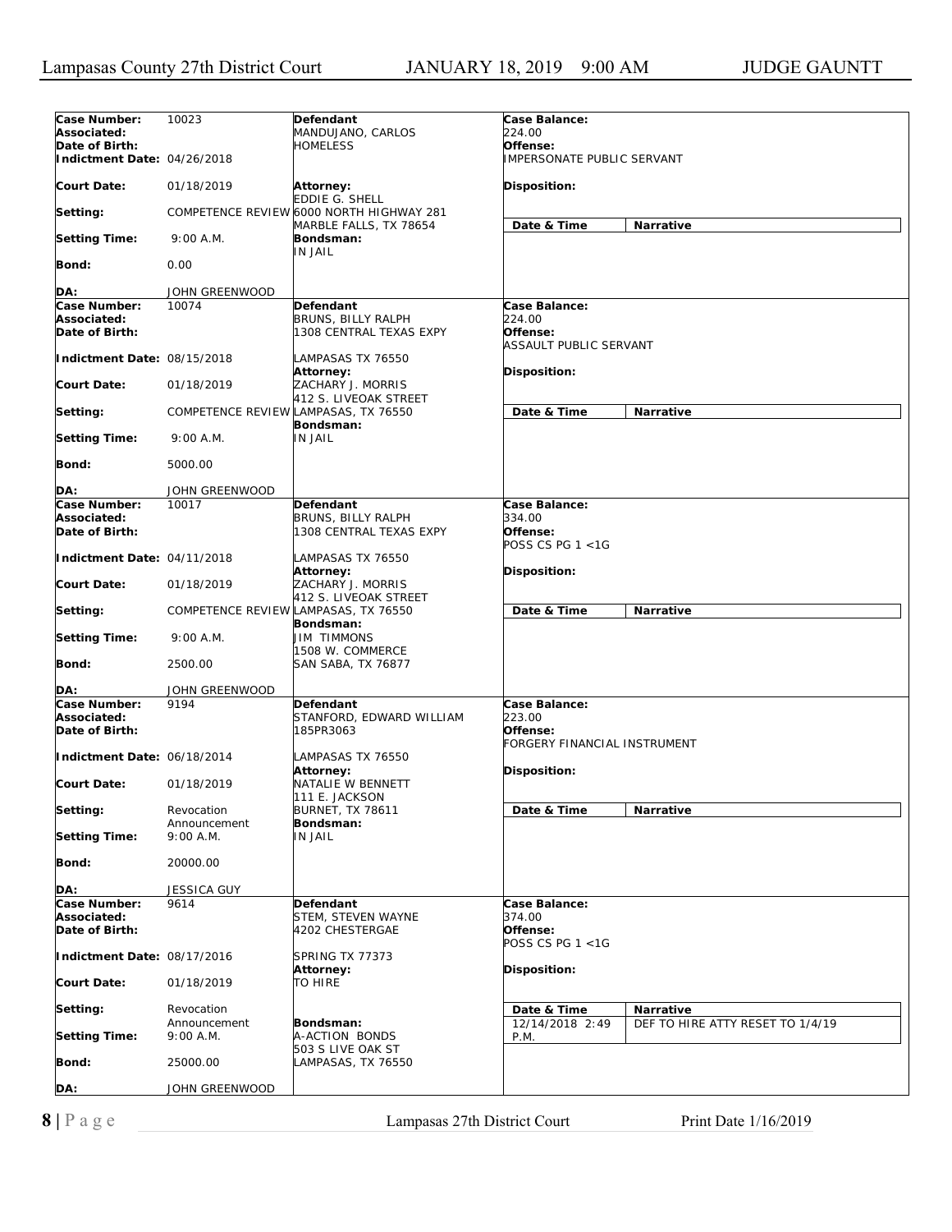| Case Number: | 10023 | Defendant | Case Balance: | |
|---|---|---|---|---|
| Associated: | | MANDUJANO, CARLOS | 224.00 | |
| Date of Birth: | | HOMELESS | Offense: | |
| Indictment Date: | 04/26/2018 | | IMPERSONATE PUBLIC SERVANT | |
| Court Date: | 01/18/2019 | Attorney: EDDIE G. SHELL | Disposition: | |
| Setting: | COMPETENCE REVIEW | 6000 NORTH HIGHWAY 281 MARBLE FALLS, TX 78654 | Date & Time | Narrative |
| Setting Time: | 9:00 A.M. | Bondsman: IN JAIL | | |
| Bond: | 0.00 | | | |
| DA: | JOHN GREENWOOD | | | |

| Case Number: | 10074 | Defendant | Case Balance: | |
|---|---|---|---|---|
| Associated: | | BRUNS, BILLY RALPH | 224.00 | |
| Date of Birth: | | 1308 CENTRAL TEXAS EXPY | Offense: ASSAULT PUBLIC SERVANT | |
| Indictment Date: | 08/15/2018 | LAMPASAS TX 76550 | | |
| Court Date: | 01/18/2019 | Attorney: ZACHARY J. MORRIS 412 S. LIVEOAK STREET | Disposition: | |
| Setting: | COMPETENCE REVIEW | LAMPASAS, TX 76550 | Date & Time | Narrative |
| Setting Time: | 9:00 A.M. | Bondsman: IN JAIL | | |
| Bond: | 5000.00 | | | |
| DA: | JOHN GREENWOOD | | | |

| Case Number: | 10017 | Defendant | Case Balance: | |
|---|---|---|---|---|
| Associated: | | BRUNS, BILLY RALPH | 334.00 | |
| Date of Birth: | | 1308 CENTRAL TEXAS EXPY | Offense: POSS CS PG 1 <1G | |
| Indictment Date: | 04/11/2018 | LAMPASAS TX 76550 | | |
| Court Date: | 01/18/2019 | Attorney: ZACHARY J. MORRIS 412 S. LIVEOAK STREET | Disposition: | |
| Setting: | COMPETENCE REVIEW | LAMPASAS, TX 76550 | Date & Time | Narrative |
| Setting Time: | 9:00 A.M. | Bondsman: JIM TIMMONS 1508 W. COMMERCE | | |
| Bond: | 2500.00 | SAN SABA, TX 76877 | | |
| DA: | JOHN GREENWOOD | | | |

| Case Number: | 9194 | Defendant | Case Balance: | |
|---|---|---|---|---|
| Associated: | | STANFORD, EDWARD WILLIAM | 223.00 | |
| Date of Birth: | | 185PR3063 | Offense: FORGERY FINANCIAL INSTRUMENT | |
| Indictment Date: | 06/18/2014 | LAMPASAS TX 76550 | | |
| Court Date: | 01/18/2019 | Attorney: NATALIE W BENNETT 111 E. JACKSON | Disposition: | |
| Setting: | Revocation Announcement | BURNET, TX 78611 | Date & Time | Narrative |
| Setting Time: | 9:00 A.M. | Bondsman: IN JAIL | | |
| Bond: | 20000.00 | | | |
| DA: | JESSICA GUY | | | |

| Case Number: | 9614 | Defendant | Case Balance: | |
|---|---|---|---|---|
| Associated: | | STEM, STEVEN WAYNE | 374.00 | |
| Date of Birth: | | 4202 CHESTERGAE | Offense: POSS CS PG 1 <1G | |
| Indictment Date: | 08/17/2016 | SPRING TX 77373 | | |
| Court Date: | 01/18/2019 | Attorney: TO HIRE | Disposition: | |
| Setting: | Revocation Announcement | | Date & Time | Narrative |
| Setting Time: | 9:00 A.M. | Bondsman: A-ACTION BONDS 503 S LIVE OAK ST | 12/14/2018 2:49 P.M. | DEF TO HIRE ATTY RESET TO 1/4/19 |
| Bond: | 25000.00 | LAMPASAS, TX 76550 | | |
| DA: | JOHN GREENWOOD | | | |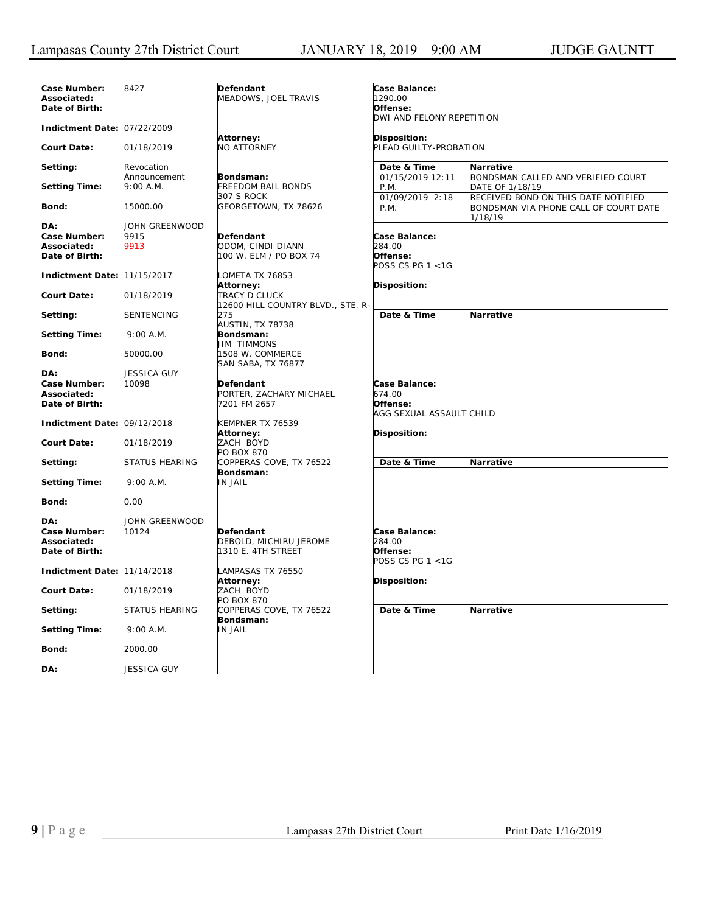| | | | |
|---|---|---|---|
| **Case Number:** 8427<br>**Associated:**<br>**Date of Birth:**<br>**Indictment Date:** 07/22/2009<br>**Court Date:** 01/18/2019<br>**Setting:** Revocation Announcement<br>**Setting Time:** 9:00 A.M.<br>**Bond:** 15000.00<br>**DA:** JOHN GREENWOOD | **Defendant**<br>MEADOWS, JOEL TRAVIS<br>**Attorney:**<br>NO ATTORNEY<br>**Bondsman:**<br>FREEDOM BAIL BONDS<br>307 S ROCK<br>GEORGETOWN, TX 78626 | **Case Balance:**<br>1290.00<br>**Offense:**<br>DWI AND FELONY REPETITION<br>**Disposition:**<br>PLEAD GUILTY-PROBATION | **Date & Time** / **Narrative**<br>01/15/2019 12:11 P.M. — BONDSMAN CALLED AND VERIFIED COURT DATE OF 1/18/19<br>01/09/2019 2:18 P.M. — RECEIVED BOND ON THIS DATE NOTIFIED BONDSMAN VIA PHONE CALL OF COURT DATE 1/18/19 |
| **Case Number:** 9915<br>**Associated:** 9913<br>**Date of Birth:**<br>**Indictment Date:** 11/15/2017<br>**Court Date:** 01/18/2019<br>**Setting:** SENTENCING<br>**Setting Time:** 9:00 A.M.<br>**Bond:** 50000.00<br>**DA:** JESSICA GUY | **Defendant**<br>ODOM, CINDI DIANN<br>100 W. ELM / PO BOX 74<br>LOMETA TX 76853<br>**Attorney:**<br>TRACY D CLUCK<br>12600 HILL COUNTRY BLVD., STE. R-275<br>AUSTIN, TX 78738<br>**Bondsman:**<br>JIM TIMMONS<br>1508 W. COMMERCE<br>SAN SABA, TX 76877 | **Case Balance:**<br>284.00<br>**Offense:**<br>POSS CS PG 1 <1G<br>**Disposition:** | **Date & Time** / **Narrative** |
| **Case Number:** 10098<br>**Associated:**<br>**Date of Birth:**<br>**Indictment Date:** 09/12/2018<br>**Court Date:** 01/18/2019<br>**Setting:** STATUS HEARING<br>**Setting Time:** 9:00 A.M.<br>**Bond:** 0.00<br>**DA:** JOHN GREENWOOD | **Defendant**<br>PORTER, ZACHARY MICHAEL<br>7201 FM 2657<br>KEMPNER TX 76539<br>**Attorney:**<br>ZACH BOYD<br>PO BOX 870<br>COPPERAS COVE, TX 76522<br>**Bondsman:**<br>IN JAIL | **Case Balance:**<br>674.00<br>**Offense:**<br>AGG SEXUAL ASSAULT CHILD<br>**Disposition:** | **Date & Time** / **Narrative** |
| **Case Number:** 10124<br>**Associated:**<br>**Date of Birth:**<br>**Indictment Date:** 11/14/2018<br>**Court Date:** 01/18/2019<br>**Setting:** STATUS HEARING<br>**Setting Time:** 9:00 A.M.<br>**Bond:** 2000.00<br>**DA:** JESSICA GUY | **Defendant**<br>DEBOLD, MICHIRU JEROME<br>1310 E. 4TH STREET<br>LAMPASAS TX 76550<br>**Attorney:**<br>ZACH BOYD<br>PO BOX 870<br>COPPERAS COVE, TX 76522<br>**Bondsman:**<br>IN JAIL | **Case Balance:**<br>284.00<br>**Offense:**<br>POSS CS PG 1 <1G<br>**Disposition:** | **Date & Time** / **Narrative** |